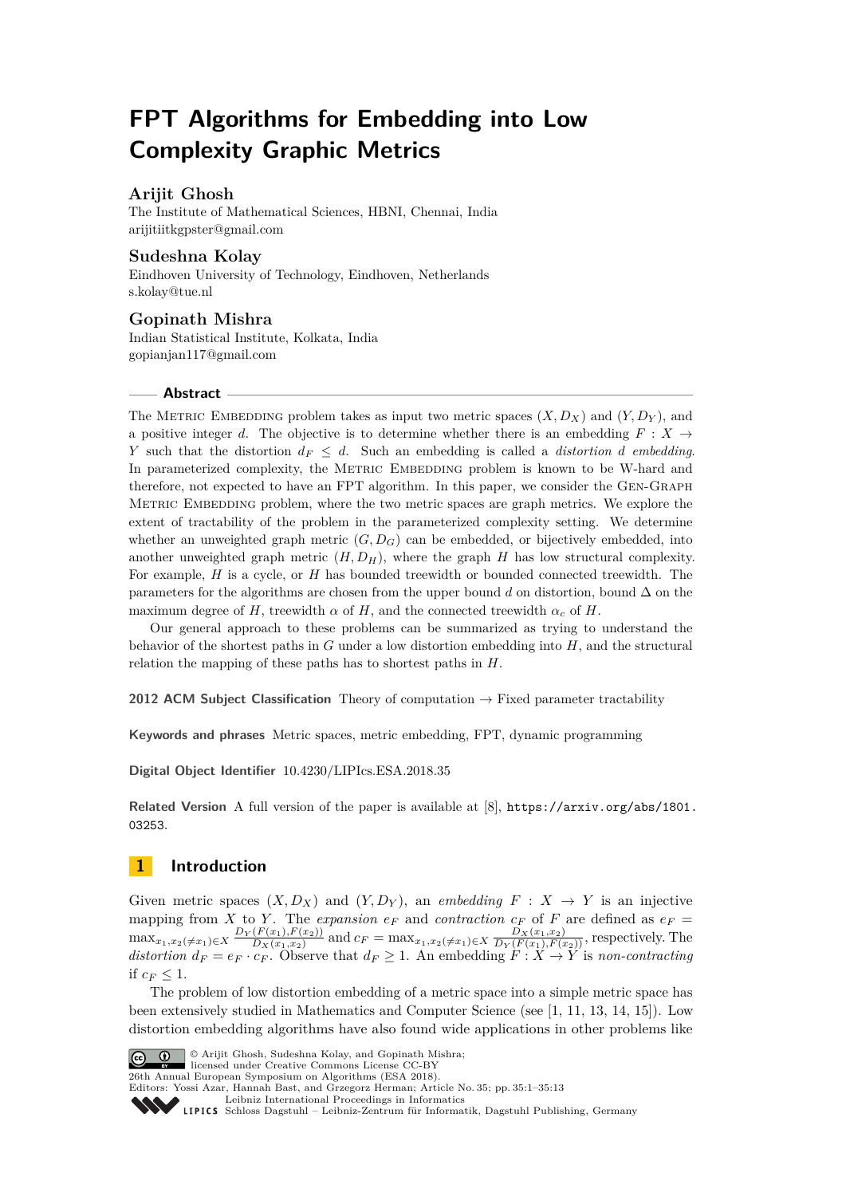# FPT Algorithms for Embedding into Low Complexity Graphic Metrics

**Arijit Ghosh**
The Institute of Mathematical Sciences, HBNI, Chennai, India
arijitiitkgpster@gmail.com

**Sudeshna Kolay**
Eindhoven University of Technology, Eindhoven, Netherlands
s.kolay@tue.nl

**Gopinath Mishra**
Indian Statistical Institute, Kolkata, India
gopianjan117@gmail.com

## Abstract

The Metric Embedding problem takes as input two metric spaces $(X, D_X)$ and $(Y, D_Y)$, and a positive integer $d$. The objective is to determine whether there is an embedding $F : X \to Y$ such that the distortion $d_F \leq d$. Such an embedding is called a *distortion $d$ embedding*. In parameterized complexity, the Metric Embedding problem is known to be W-hard and therefore, not expected to have an FPT algorithm. In this paper, we consider the Gen-Graph Metric Embedding problem, where the two metric spaces are graph metrics. We explore the extent of tractability of the problem in the parameterized complexity setting. We determine whether an unweighted graph metric $(G, D_G)$ can be embedded, or bijectively embedded, into another unweighted graph metric $(H, D_H)$, where the graph $H$ has low structural complexity. For example, $H$ is a cycle, or $H$ has bounded treewidth or bounded connected treewidth. The parameters for the algorithms are chosen from the upper bound $d$ on distortion, bound $\Delta$ on the maximum degree of $H$, treewidth $\alpha$ of $H$, and the connected treewidth $\alpha_c$ of $H$.

Our general approach to these problems can be summarized as trying to understand the behavior of the shortest paths in $G$ under a low distortion embedding into $H$, and the structural relation the mapping of these paths has to shortest paths in $H$.

**2012 ACM Subject Classification** Theory of computation → Fixed parameter tractability

**Keywords and phrases** Metric spaces, metric embedding, FPT, dynamic programming

**Digital Object Identifier** 10.4230/LIPIcs.ESA.2018.35

**Related Version** A full version of the paper is available at [8], https://arxiv.org/abs/1801.03253.

## 1 Introduction

Given metric spaces $(X, D_X)$ and $(Y, D_Y)$, an *embedding* $F : X \to Y$ is an injective mapping from $X$ to $Y$. The *expansion* $e_F$ and *contraction* $c_F$ of $F$ are defined as $e_F = \max_{x_1,x_2(\neq x_1)\in X} \frac{D_Y(F(x_1),F(x_2))}{D_X(x_1,x_2)}$ and $c_F = \max_{x_1,x_2(\neq x_1)\in X} \frac{D_X(x_1,x_2)}{D_Y(F(x_1),F(x_2))}$, respectively. The *distortion* $d_F = e_F \cdot c_F$. Observe that $d_F \geq 1$. An embedding $F : X \to Y$ is *non-contracting* if $c_F \leq 1$.

The problem of low distortion embedding of a metric space into a simple metric space has been extensively studied in Mathematics and Computer Science (see [1, 11, 13, 14, 15]). Low distortion embedding algorithms have also found wide applications in other problems like

© Arijit Ghosh, Sudeshna Kolay, and Gopinath Mishra;
licensed under Creative Commons License CC-BY
26th Annual European Symposium on Algorithms (ESA 2018).
Editors: Yossi Azar, Hannah Bast, and Grzegorz Herman; Article No. 35; pp. 35:1–35:13
Leibniz International Proceedings in Informatics
Schloss Dagstuhl – Leibniz-Zentrum für Informatik, Dagstuhl Publishing, Germany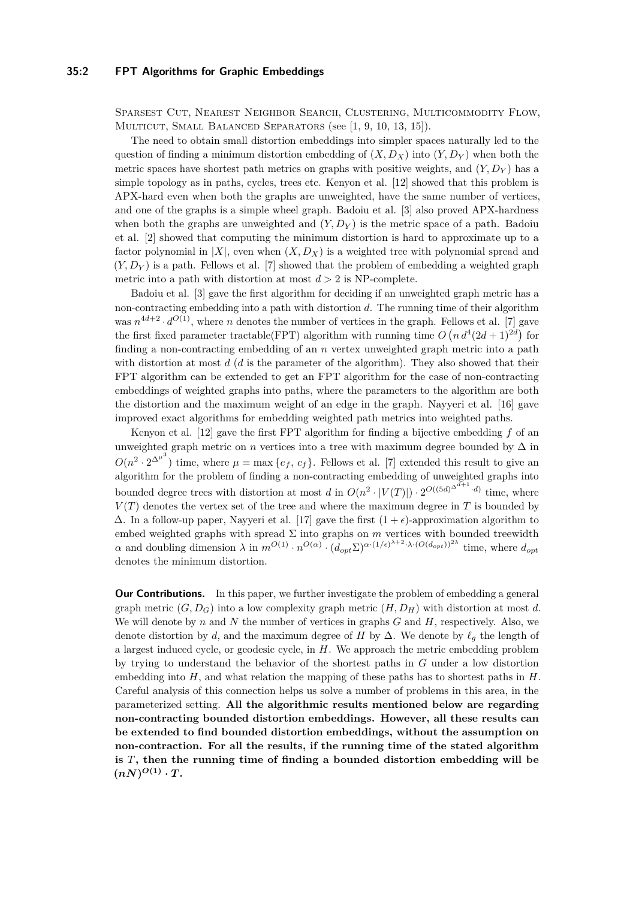Sparsest Cut, Nearest Neighbor Search, Clustering, Multicommodity Flow, Multicut, Small Balanced Separators (see [1, 9, 10, 13, 15]).

The need to obtain small distortion embeddings into simpler spaces naturally led to the question of finding a minimum distortion embedding of $(X, D_X)$ into $(Y, D_Y)$ when both the metric spaces have shortest path metrics on graphs with positive weights, and $(Y, D_Y)$ has a simple topology as in paths, cycles, trees etc. Kenyon et al. [12] showed that this problem is APX-hard even when both the graphs are unweighted, have the same number of vertices, and one of the graphs is a simple wheel graph. Badoiu et al. [3] also proved APX-hardness when both the graphs are unweighted and $(Y, D_Y)$ is the metric space of a path. Badoiu et al. [2] showed that computing the minimum distortion is hard to approximate up to a factor polynomial in $|X|$, even when $(X, D_X)$ is a weighted tree with polynomial spread and $(Y, D_Y)$ is a path. Fellows et al. [7] showed that the problem of embedding a weighted graph metric into a path with distortion at most $d > 2$ is NP-complete.

Badoiu et al. [3] gave the first algorithm for deciding if an unweighted graph metric has a non-contracting embedding into a path with distortion $d$. The running time of their algorithm was $n^{4d+2} \cdot d^{O(1)}$, where $n$ denotes the number of vertices in the graph. Fellows et al. [7] gave the first fixed parameter tractable(FPT) algorithm with running time $O\left(n\, d^4 (2d+1)^{2d}\right)$ for finding a non-contracting embedding of an $n$ vertex unweighted graph metric into a path with distortion at most $d$ ($d$ is the parameter of the algorithm). They also showed that their FPT algorithm can be extended to get an FPT algorithm for the case of non-contracting embeddings of weighted graphs into paths, where the parameters to the algorithm are both the distortion and the maximum weight of an edge in the graph. Nayyeri et al. [16] gave improved exact algorithms for embedding weighted path metrics into weighted paths.

Kenyon et al. [12] gave the first FPT algorithm for finding a bijective embedding $f$ of an unweighted graph metric on $n$ vertices into a tree with maximum degree bounded by $\Delta$ in $O(n^2 \cdot 2^{\Delta^{\mu^3}})$ time, where $\mu = \max\{e_f, c_f\}$. Fellows et al. [7] extended this result to give an algorithm for the problem of finding a non-contracting embedding of unweighted graphs into bounded degree trees with distortion at most $d$ in $O(n^2 \cdot |V(T)|) \cdot 2^{O((5d)^{\Delta^{d+1}} \cdot d)}$ time, where $V(T)$ denotes the vertex set of the tree and where the maximum degree in $T$ is bounded by $\Delta$. In a follow-up paper, Nayyeri et al. [17] gave the first $(1+\epsilon)$-approximation algorithm to embed weighted graphs with spread $\Sigma$ into graphs on $m$ vertices with bounded treewidth $\alpha$ and doubling dimension $\lambda$ in $m^{O(1)} \cdot n^{O(\alpha)} \cdot (d_{opt}\Sigma)^{\alpha \cdot (1/\epsilon)^{\lambda+2} \cdot \lambda \cdot (O(d_{opt}))^{2\lambda}}$ time, where $d_{opt}$ denotes the minimum distortion.

**Our Contributions.** In this paper, we further investigate the problem of embedding a general graph metric $(G, D_G)$ into a low complexity graph metric $(H, D_H)$ with distortion at most $d$. We will denote by $n$ and $N$ the number of vertices in graphs $G$ and $H$, respectively. Also, we denote distortion by $d$, and the maximum degree of $H$ by $\Delta$. We denote by $\ell_g$ the length of a largest induced cycle, or geodesic cycle, in $H$. We approach the metric embedding problem by trying to understand the behavior of the shortest paths in $G$ under a low distortion embedding into $H$, and what relation the mapping of these paths has to shortest paths in $H$. Careful analysis of this connection helps us solve a number of problems in this area, in the parameterized setting. **All the algorithmic results mentioned below are regarding non-contracting bounded distortion embeddings. However, all these results can be extended to find bounded distortion embeddings, without the assumption on non-contraction. For all the results, if the running time of the stated algorithm is $T$, then the running time of finding a bounded distortion embedding will be $(nN)^{O(1)} \cdot T$.**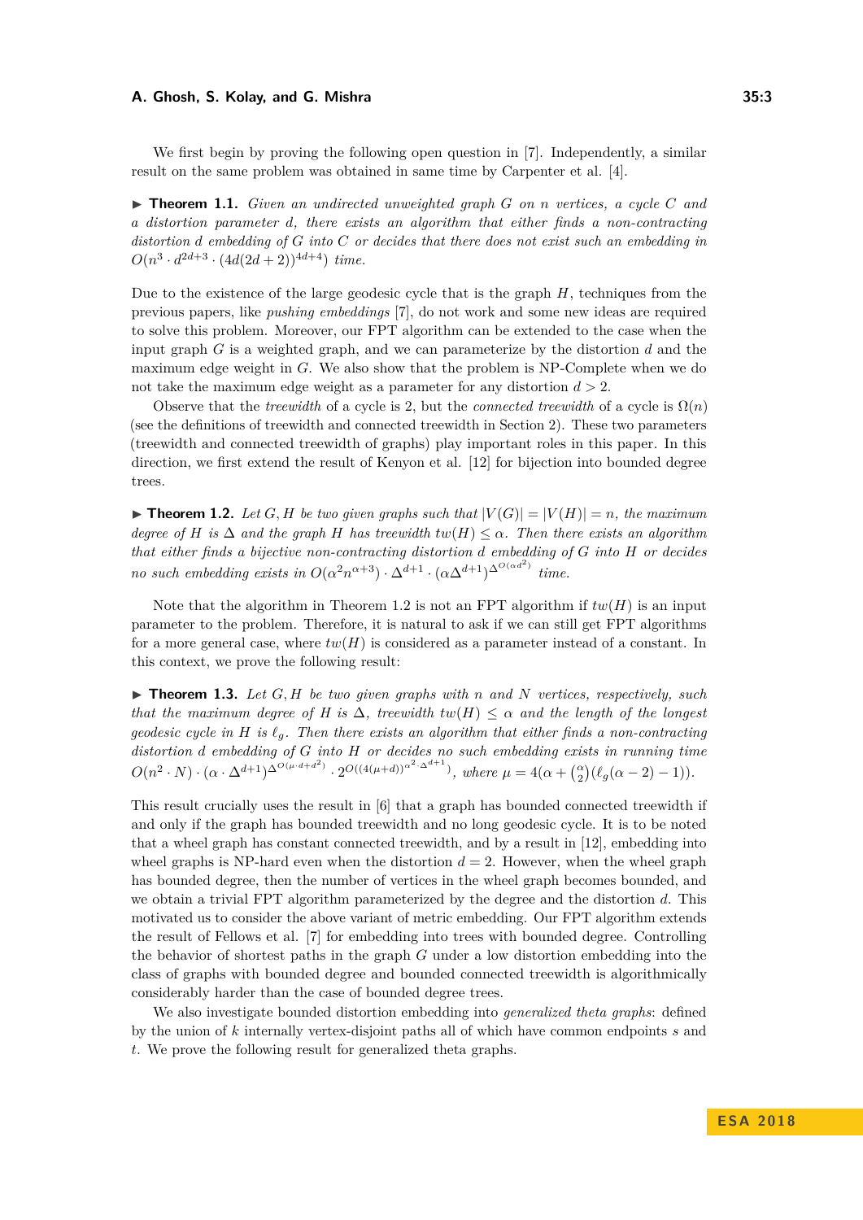We first begin by proving the following open question in [7]. Independently, a similar result on the same problem was obtained in same time by Carpenter et al. [4].

▶ **Theorem 1.1.** *Given an undirected unweighted graph $G$ on $n$ vertices, a cycle $C$ and a distortion parameter $d$, there exists an algorithm that either finds a non-contracting distortion $d$ embedding of $G$ into $C$ or decides that there does not exist such an embedding in $O(n^3 \cdot d^{2d+3} \cdot (4d(2d+2))^{4d+4})$ time.*

Due to the existence of the large geodesic cycle that is the graph $H$, techniques from the previous papers, like *pushing embeddings* [7], do not work and some new ideas are required to solve this problem. Moreover, our FPT algorithm can be extended to the case when the input graph $G$ is a weighted graph, and we can parameterize by the distortion $d$ and the maximum edge weight in $G$. We also show that the problem is NP-Complete when we do not take the maximum edge weight as a parameter for any distortion $d > 2$.

Observe that the *treewidth* of a cycle is 2, but the *connected treewidth* of a cycle is $\Omega(n)$ (see the definitions of treewidth and connected treewidth in Section 2). These two parameters (treewidth and connected treewidth of graphs) play important roles in this paper. In this direction, we first extend the result of Kenyon et al. [12] for bijection into bounded degree trees.

▶ **Theorem 1.2.** *Let $G, H$ be two given graphs such that $|V(G)| = |V(H)| = n$, the maximum degree of $H$ is $\Delta$ and the graph $H$ has treewidth $tw(H) \leq \alpha$. Then there exists an algorithm that either finds a bijective non-contracting distortion $d$ embedding of $G$ into $H$ or decides no such embedding exists in $O(\alpha^2 n^{\alpha+3}) \cdot \Delta^{d+1} \cdot (\alpha\Delta^{d+1})^{\Delta^{O(\alpha d^2)}}$ time.*

Note that the algorithm in Theorem 1.2 is not an FPT algorithm if $tw(H)$ is an input parameter to the problem. Therefore, it is natural to ask if we can still get FPT algorithms for a more general case, where $tw(H)$ is considered as a parameter instead of a constant. In this context, we prove the following result:

▶ **Theorem 1.3.** *Let $G, H$ be two given graphs with $n$ and $N$ vertices, respectively, such that the maximum degree of $H$ is $\Delta$, treewidth $tw(H) \leq \alpha$ and the length of the longest geodesic cycle in $H$ is $\ell_g$. Then there exists an algorithm that either finds a non-contracting distortion $d$ embedding of $G$ into $H$ or decides no such embedding exists in running time $O(n^2 \cdot N) \cdot (\alpha \cdot \Delta^{d+1})^{\Delta^{O(\mu \cdot d + d^2)}} \cdot 2^{O((4(\mu+d))^{\alpha^2 \cdot \Delta^{d+1}})}$, where $\mu = 4(\alpha + \binom{\alpha}{2}(\ell_g(\alpha - 2) - 1))$.*

This result crucially uses the result in [6] that a graph has bounded connected treewidth if and only if the graph has bounded treewidth and no long geodesic cycle. It is to be noted that a wheel graph has constant connected treewidth, and by a result in [12], embedding into wheel graphs is NP-hard even when the distortion $d = 2$. However, when the wheel graph has bounded degree, then the number of vertices in the wheel graph becomes bounded, and we obtain a trivial FPT algorithm parameterized by the degree and the distortion $d$. This motivated us to consider the above variant of metric embedding. Our FPT algorithm extends the result of Fellows et al. [7] for embedding into trees with bounded degree. Controlling the behavior of shortest paths in the graph $G$ under a low distortion embedding into the class of graphs with bounded degree and bounded connected treewidth is algorithmically considerably harder than the case of bounded degree trees.

We also investigate bounded distortion embedding into *generalized theta graphs*: defined by the union of $k$ internally vertex-disjoint paths all of which have common endpoints $s$ and $t$. We prove the following result for generalized theta graphs.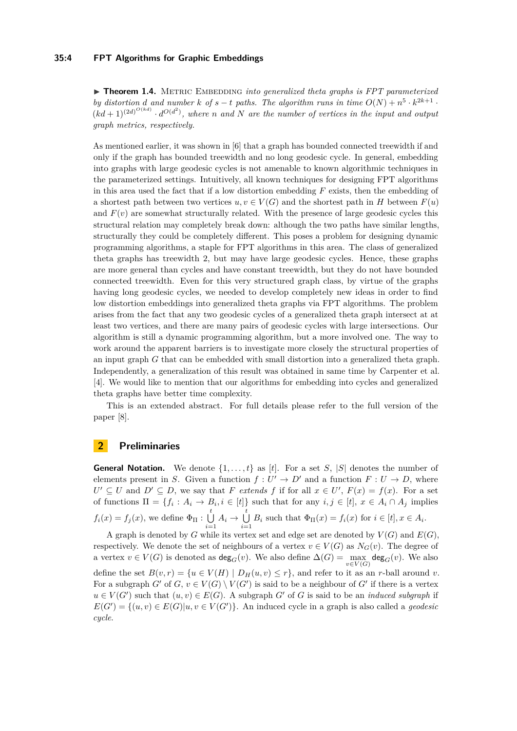▶ **Theorem 1.4.** Metric Embedding *into generalized theta graphs is FPT parameterized by distortion $d$ and number $k$ of $s-t$ paths. The algorithm runs in time $O(N) + n^5 \cdot k^{2k+1} \cdot (kd+1)^{(2d)^{O(kd)}} \cdot d^{O(d^2)}$, where $n$ and $N$ are the number of vertices in the input and output graph metrics, respectively.*

As mentioned earlier, it was shown in [6] that a graph has bounded connected treewidth if and only if the graph has bounded treewidth and no long geodesic cycle. In general, embedding into graphs with large geodesic cycles is not amenable to known algorithmic techniques in the parameterized settings. Intuitively, all known techniques for designing FPT algorithms in this area used the fact that if a low distortion embedding $F$ exists, then the embedding of a shortest path between two vertices $u, v \in V(G)$ and the shortest path in $H$ between $F(u)$ and $F(v)$ are somewhat structurally related. With the presence of large geodesic cycles this structural relation may completely break down: although the two paths have similar lengths, structurally they could be completely different. This poses a problem for designing dynamic programming algorithms, a staple for FPT algorithms in this area. The class of generalized theta graphs has treewidth 2, but may have large geodesic cycles. Hence, these graphs are more general than cycles and have constant treewidth, but they do not have bounded connected treewidth. Even for this very structured graph class, by virtue of the graphs having long geodesic cycles, we needed to develop completely new ideas in order to find low distortion embeddings into generalized theta graphs via FPT algorithms. The problem arises from the fact that any two geodesic cycles of a generalized theta graph intersect at at least two vertices, and there are many pairs of geodesic cycles with large intersections. Our algorithm is still a dynamic programming algorithm, but a more involved one. The way to work around the apparent barriers is to investigate more closely the structural properties of an input graph $G$ that can be embedded with small distortion into a generalized theta graph. Independently, a generalization of this result was obtained in same time by Carpenter et al. [4]. We would like to mention that our algorithms for embedding into cycles and generalized theta graphs have better time complexity.

This is an extended abstract. For full details please refer to the full version of the paper [8].

## 2 Preliminaries

**General Notation.** We denote $\{1, \ldots, t\}$ as $[t]$. For a set $S$, $|S|$ denotes the number of elements present in $S$. Given a function $f : U' \to D'$ and a function $F : U \to D$, where $U' \subseteq U$ and $D' \subseteq D$, we say that $F$ *extends* $f$ if for all $x \in U'$, $F(x) = f(x)$. For a set of functions $\Pi = \{f_i : A_i \to B_i, i \in [t]\}$ such that for any $i, j \in [t]$, $x \in A_i \cap A_j$ implies $f_i(x) = f_j(x)$, we define $\Phi_\Pi : \bigcup_{i=1}^{t} A_i \to \bigcup_{i=1}^{t} B_i$ such that $\Phi_\Pi(x) = f_i(x)$ for $i \in [t], x \in A_i$.

A graph is denoted by $G$ while its vertex set and edge set are denoted by $V(G)$ and $E(G)$, respectively. We denote the set of neighbours of a vertex $v \in V(G)$ as $N_G(v)$. The degree of a vertex $v \in V(G)$ is denoted as $\mathsf{deg}_G(v)$. We also define $\Delta(G) = \max_{v \in V(G)} \mathsf{deg}_G(v)$. We also define the set $B(v, r) = \{u \in V(H) \mid D_H(u, v) \leq r\}$, and refer to it as an $r$-ball around $v$. For a subgraph $G'$ of $G$, $v \in V(G) \setminus V(G')$ is said to be a neighbour of $G'$ if there is a vertex $u \in V(G')$ such that $(u, v) \in E(G)$. A subgraph $G'$ of $G$ is said to be an *induced subgraph* if $E(G') = \{(u, v) \in E(G) | u, v \in V(G')\}$. An induced cycle in a graph is also called a *geodesic cycle*.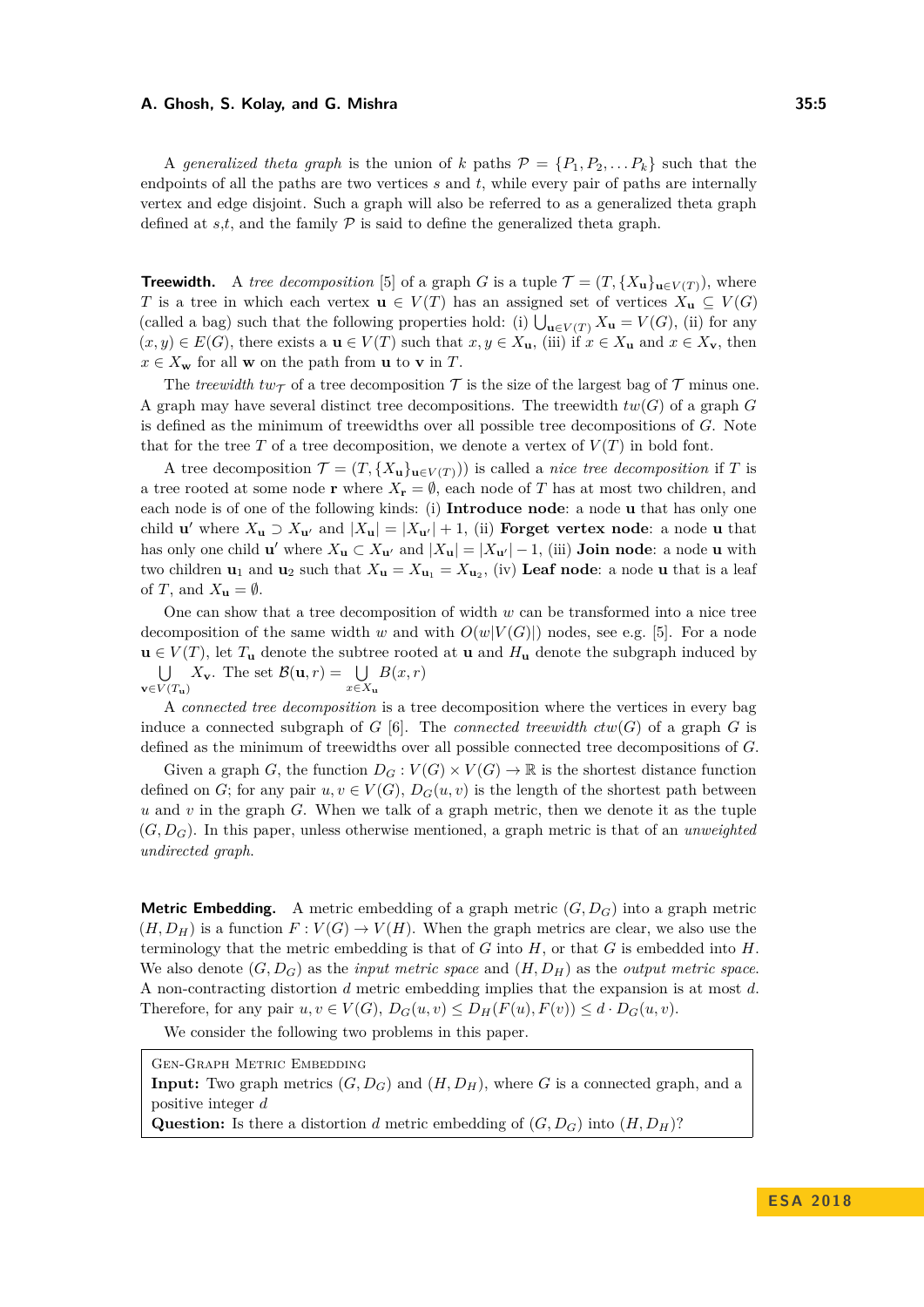A *generalized theta graph* is the union of $k$ paths $\mathcal{P} = \{P_1, P_2, \dots P_k\}$ such that the endpoints of all the paths are two vertices $s$ and $t$, while every pair of paths are internally vertex and edge disjoint. Such a graph will also be referred to as a generalized theta graph defined at $s$,$t$, and the family $\mathcal{P}$ is said to define the generalized theta graph.

**Treewidth.** A *tree decomposition* [5] of a graph $G$ is a tuple $\mathcal{T} = (T, \{X_{\mathbf{u}}\}_{\mathbf{u} \in V(T)})$, where $T$ is a tree in which each vertex $\mathbf{u} \in V(T)$ has an assigned set of vertices $X_{\mathbf{u}} \subseteq V(G)$ (called a bag) such that the following properties hold: (i) $\bigcup_{\mathbf{u} \in V(T)} X_{\mathbf{u}} = V(G)$, (ii) for any $(x, y) \in E(G)$, there exists a $\mathbf{u} \in V(T)$ such that $x, y \in X_{\mathbf{u}}$, (iii) if $x \in X_{\mathbf{u}}$ and $x \in X_{\mathbf{v}}$, then $x \in X_{\mathbf{w}}$ for all $\mathbf{w}$ on the path from $\mathbf{u}$ to $\mathbf{v}$ in $T$.

The *treewidth* $tw_{\mathcal{T}}$ of a tree decomposition $\mathcal{T}$ is the size of the largest bag of $\mathcal{T}$ minus one. A graph may have several distinct tree decompositions. The treewidth $tw(G)$ of a graph $G$ is defined as the minimum of treewidths over all possible tree decompositions of $G$. Note that for the tree $T$ of a tree decomposition, we denote a vertex of $V(T)$ in bold font.

A tree decomposition $\mathcal{T} = (T, \{X_{\mathbf{u}}\}_{\mathbf{u} \in V(T)}))$ is called a *nice tree decomposition* if $T$ is a tree rooted at some node $\mathbf{r}$ where $X_{\mathbf{r}} = \emptyset$, each node of $T$ has at most two children, and each node is of one of the following kinds: (i) **Introduce node**: a node $\mathbf{u}$ that has only one child $\mathbf{u'}$ where $X_{\mathbf{u}} \supset X_{\mathbf{u'}}$ and $|X_{\mathbf{u}}| = |X_{\mathbf{u'}}| + 1$, (ii) **Forget vertex node**: a node $\mathbf{u}$ that has only one child $\mathbf{u'}$ where $X_{\mathbf{u}} \subset X_{\mathbf{u'}}$ and $|X_{\mathbf{u}}| = |X_{\mathbf{u'}}| - 1$, (iii) **Join node**: a node $\mathbf{u}$ with two children $\mathbf{u}_1$ and $\mathbf{u}_2$ such that $X_{\mathbf{u}} = X_{\mathbf{u}_1} = X_{\mathbf{u}_2}$, (iv) **Leaf node**: a node $\mathbf{u}$ that is a leaf of $T$, and $X_{\mathbf{u}} = \emptyset$.

One can show that a tree decomposition of width $w$ can be transformed into a nice tree decomposition of the same width $w$ and with $O(w|V(G)|)$ nodes, see e.g. [5]. For a node $\mathbf{u} \in V(T)$, let $T_{\mathbf{u}}$ denote the subtree rooted at $\mathbf{u}$ and $H_{\mathbf{u}}$ denote the subgraph induced by $\bigcup\limits_{\mathbf{v} \in V(T_{\mathbf{u}})} X_{\mathbf{v}}$. The set $\mathcal{B}(\mathbf{u}, r) = \bigcup\limits_{x \in X_{\mathbf{u}}} B(x, r)$

A *connected tree decomposition* is a tree decomposition where the vertices in every bag induce a connected subgraph of $G$ [6]. The *connected treewidth* $ctw(G)$ of a graph $G$ is defined as the minimum of treewidths over all possible connected tree decompositions of $G$.

Given a graph $G$, the function $D_G : V(G) \times V(G) \to \mathbb{R}$ is the shortest distance function defined on $G$; for any pair $u, v \in V(G)$, $D_G(u, v)$ is the length of the shortest path between $u$ and $v$ in the graph $G$. When we talk of a graph metric, then we denote it as the tuple $(G, D_G)$. In this paper, unless otherwise mentioned, a graph metric is that of an *unweighted undirected graph*.

**Metric Embedding.** A metric embedding of a graph metric $(G, D_G)$ into a graph metric $(H, D_H)$ is a function $F : V(G) \to V(H)$. When the graph metrics are clear, we also use the terminology that the metric embedding is that of $G$ into $H$, or that $G$ is embedded into $H$. We also denote $(G, D_G)$ as the *input metric space* and $(H, D_H)$ as the *output metric space*. A non-contracting distortion $d$ metric embedding implies that the expansion is at most $d$. Therefore, for any pair $u, v \in V(G)$, $D_G(u, v) \leq D_H(F(u), F(v)) \leq d \cdot D_G(u, v)$.

We consider the following two problems in this paper.

> Gen-Graph Metric Embedding
> **Input:** Two graph metrics $(G, D_G)$ and $(H, D_H)$, where $G$ is a connected graph, and a positive integer $d$
> **Question:** Is there a distortion $d$ metric embedding of $(G, D_G)$ into $(H, D_H)$?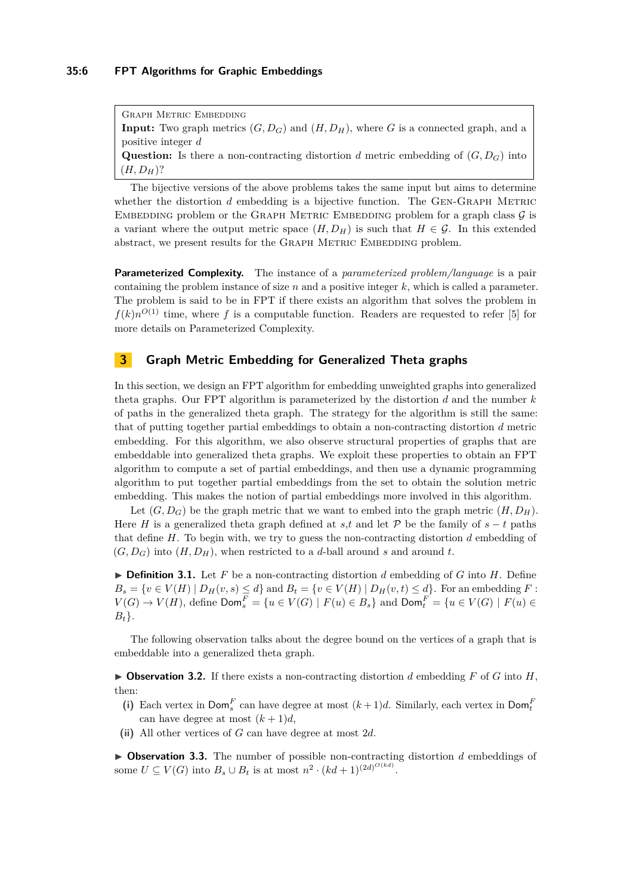> Graph Metric Embedding
> **Input:** Two graph metrics $(G, D_G)$ and $(H, D_H)$, where $G$ is a connected graph, and a positive integer $d$
> **Question:** Is there a non-contracting distortion $d$ metric embedding of $(G, D_G)$ into $(H, D_H)$?

The bijective versions of the above problems takes the same input but aims to determine whether the distortion $d$ embedding is a bijective function. The Gen-Graph Metric Embedding problem or the Graph Metric Embedding problem for a graph class $\mathcal{G}$ is a variant where the output metric space $(H, D_H)$ is such that $H \in \mathcal{G}$. In this extended abstract, we present results for the Graph Metric Embedding problem.

**Parameterized Complexity.** The instance of a *parameterized problem/language* is a pair containing the problem instance of size $n$ and a positive integer $k$, which is called a parameter. The problem is said to be in FPT if there exists an algorithm that solves the problem in $f(k)n^{O(1)}$ time, where $f$ is a computable function. Readers are requested to refer [5] for more details on Parameterized Complexity.

## 3 Graph Metric Embedding for Generalized Theta graphs

In this section, we design an FPT algorithm for embedding unweighted graphs into generalized theta graphs. Our FPT algorithm is parameterized by the distortion $d$ and the number $k$ of paths in the generalized theta graph. The strategy for the algorithm is still the same: that of putting together partial embeddings to obtain a non-contracting distortion $d$ metric embedding. For this algorithm, we also observe structural properties of graphs that are embeddable into generalized theta graphs. We exploit these properties to obtain an FPT algorithm to compute a set of partial embeddings, and then use a dynamic programming algorithm to put together partial embeddings from the set to obtain the solution metric embedding. This makes the notion of partial embeddings more involved in this algorithm.

Let $(G, D_G)$ be the graph metric that we want to embed into the graph metric $(H, D_H)$. Here $H$ is a generalized theta graph defined at $s$,$t$ and let $\mathcal{P}$ be the family of $s-t$ paths that define $H$. To begin with, we try to guess the non-contracting distortion $d$ embedding of $(G, D_G)$ into $(H, D_H)$, when restricted to a $d$-ball around $s$ and around $t$.

▶ **Definition 3.1.** Let $F$ be a non-contracting distortion $d$ embedding of $G$ into $H$. Define $B_s = \{v \in V(H) \mid D_H(v, s) \leq d\}$ and $B_t = \{v \in V(H) \mid D_H(v, t) \leq d\}$. For an embedding $F : V(G) \to V(H)$, define $\mathsf{Dom}_s^F = \{u \in V(G) \mid F(u) \in B_s\}$ and $\mathsf{Dom}_t^F = \{u \in V(G) \mid F(u) \in B_t\}$.

The following observation talks about the degree bound on the vertices of a graph that is embeddable into a generalized theta graph.

▶ **Observation 3.2.** If there exists a non-contracting distortion $d$ embedding $F$ of $G$ into $H$, then:

**(i)** Each vertex in $\mathsf{Dom}_s^F$ can have degree at most $(k+1)d$. Similarly, each vertex in $\mathsf{Dom}_t^F$ can have degree at most $(k+1)d$,

**(ii)** All other vertices of $G$ can have degree at most $2d$.

▶ **Observation 3.3.** The number of possible non-contracting distortion $d$ embeddings of some $U \subseteq V(G)$ into $B_s \cup B_t$ is at most $n^2 \cdot (kd+1)^{(2d)^{O(kd)}}$.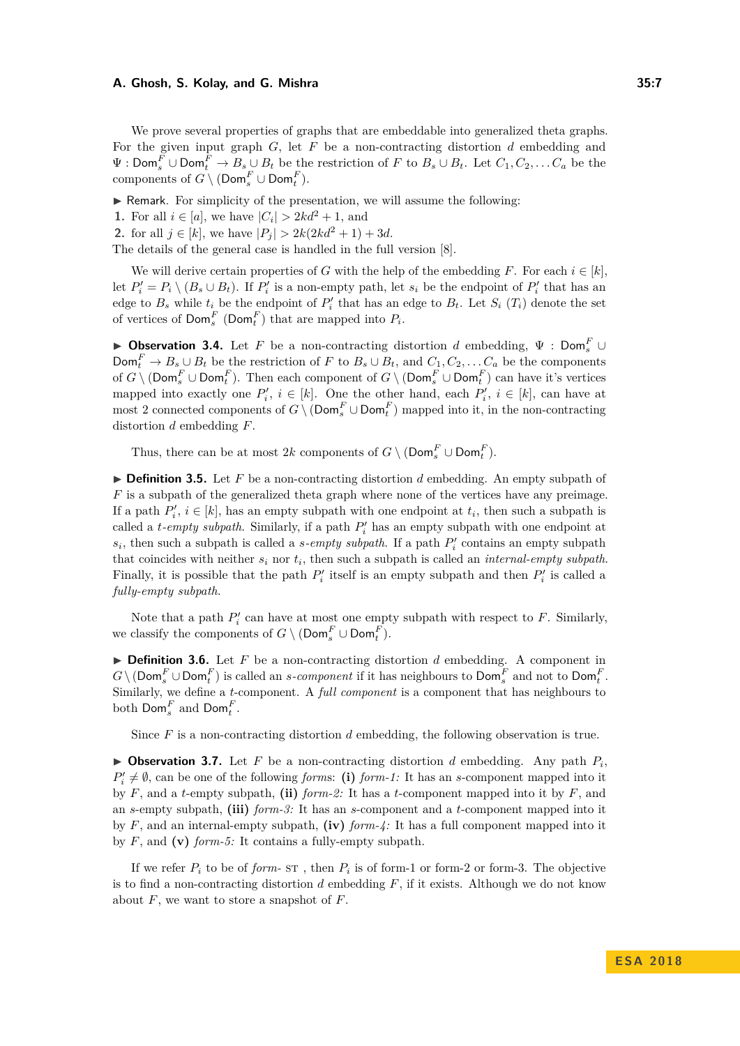We prove several properties of graphs that are embeddable into generalized theta graphs. For the given input graph $G$, let $F$ be a non-contracting distortion $d$ embedding and $\Psi : \mathsf{Dom}_s^F \cup \mathsf{Dom}_t^F \to B_s \cup B_t$ be the restriction of $F$ to $B_s \cup B_t$. Let $C_1, C_2, \ldots C_a$ be the components of $G \setminus (\mathsf{Dom}_s^F \cup \mathsf{Dom}_t^F)$.

▶ Remark. For simplicity of the presentation, we will assume the following:

1. For all $i \in [a]$, we have $|C_i| > 2kd^2 + 1$, and
2. for all $j \in [k]$, we have $|P_j| > 2k(2kd^2 + 1) + 3d$.

The details of the general case is handled in the full version [8].

We will derive certain properties of $G$ with the help of the embedding $F$. For each $i \in [k]$, let $P_i' = P_i \setminus (B_s \cup B_t)$. If $P_i'$ is a non-empty path, let $s_i$ be the endpoint of $P_i'$ that has an edge to $B_s$ while $t_i$ be the endpoint of $P_i'$ that has an edge to $B_t$. Let $S_i$ ($T_i$) denote the set of vertices of $\mathsf{Dom}_s^F$ ($\mathsf{Dom}_t^F$) that are mapped into $P_i$.

▶ **Observation 3.4.** Let $F$ be a non-contracting distortion $d$ embedding, $\Psi : \mathsf{Dom}_s^F \cup \mathsf{Dom}_t^F \to B_s \cup B_t$ be the restriction of $F$ to $B_s \cup B_t$, and $C_1, C_2, \ldots C_a$ be the components of $G \setminus (\mathsf{Dom}_s^F \cup \mathsf{Dom}_t^F)$. Then each component of $G \setminus (\mathsf{Dom}_s^F \cup \mathsf{Dom}_t^F)$ can have it's vertices mapped into exactly one $P_i'$, $i \in [k]$. One the other hand, each $P_i'$, $i \in [k]$, can have at most 2 connected components of $G \setminus (\mathsf{Dom}_s^F \cup \mathsf{Dom}_t^F)$ mapped into it, in the non-contracting distortion $d$ embedding $F$.

Thus, there can be at most $2k$ components of $G \setminus (\mathsf{Dom}_s^F \cup \mathsf{Dom}_t^F)$.

▶ **Definition 3.5.** Let $F$ be a non-contracting distortion $d$ embedding. An empty subpath of $F$ is a subpath of the generalized theta graph where none of the vertices have any preimage. If a path $P_i'$, $i \in [k]$, has an empty subpath with one endpoint at $t_i$, then such a subpath is called a *$t$-empty subpath*. Similarly, if a path $P_i'$ has an empty subpath with one endpoint at $s_i$, then such a subpath is called a *$s$-empty subpath*. If a path $P_i'$ contains an empty subpath that coincides with neither $s_i$ nor $t_i$, then such a subpath is called an *internal-empty subpath*. Finally, it is possible that the path $P_i'$ itself is an empty subpath and then $P_i'$ is called a *fully-empty subpath*.

Note that a path $P_i'$ can have at most one empty subpath with respect to $F$. Similarly, we classify the components of $G \setminus (\mathsf{Dom}_s^F \cup \mathsf{Dom}_t^F)$.

▶ **Definition 3.6.** Let $F$ be a non-contracting distortion $d$ embedding. A component in $G \setminus (\mathsf{Dom}_s^F \cup \mathsf{Dom}_t^F)$ is called an *$s$-component* if it has neighbours to $\mathsf{Dom}_s^F$ and not to $\mathsf{Dom}_t^F$. Similarly, we define a $t$-component. A *full component* is a component that has neighbours to both $\mathsf{Dom}_s^F$ and $\mathsf{Dom}_t^F$.

Since $F$ is a non-contracting distortion $d$ embedding, the following observation is true.

▶ **Observation 3.7.** Let $F$ be a non-contracting distortion $d$ embedding. Any path $P_i$, $P_i' \neq \emptyset$, can be one of the following *forms*: **(i)** *form-1:* It has an $s$-component mapped into it by $F$, and a $t$-empty subpath, **(ii)** *form-2:* It has a $t$-component mapped into it by $F$, and an $s$-empty subpath, **(iii)** *form-3:* It has an $s$-component and a $t$-component mapped into it by $F$, and an internal-empty subpath, **(iv)** *form-4:* It has a full component mapped into it by $F$, and **(v)** *form-5:* It contains a fully-empty subpath.

If we refer $P_i$ to be of *form-* ST , then $P_i$ is of form-1 or form-2 or form-3. The objective is to find a non-contracting distortion $d$ embedding $F$, if it exists. Although we do not know about $F$, we want to store a snapshot of $F$.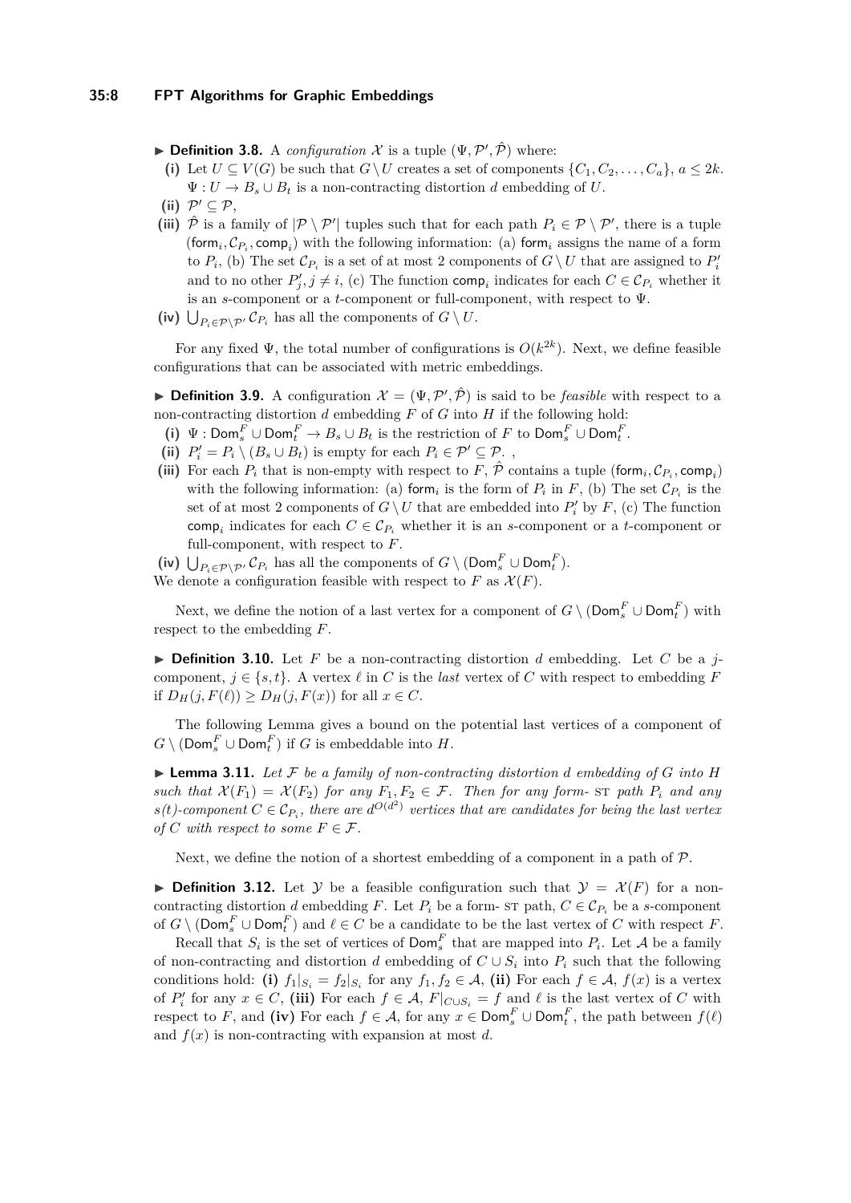▶ **Definition 3.8.** A *configuration* $\mathcal{X}$ is a tuple $(\Psi, \mathcal{P}', \hat{\mathcal{P}})$ where:

**(i)** Let $U \subseteq V(G)$ be such that $G \setminus U$ creates a set of components $\{C_1, C_2, \ldots, C_a\}$, $a \leq 2k$. $\Psi : U \rightarrow B_s \cup B_t$ is a non-contracting distortion $d$ embedding of $U$.

**(ii)** $\mathcal{P}' \subseteq \mathcal{P}$,

**(iii)** $\hat{\mathcal{P}}$ is a family of $|\mathcal{P} \setminus \mathcal{P}'|$ tuples such that for each path $P_i \in \mathcal{P} \setminus \mathcal{P}'$, there is a tuple $(\mathsf{form}_i, \mathcal{C}_{P_i}, \mathsf{comp}_i)$ with the following information: (a) $\mathsf{form}_i$ assigns the name of a form to $P_i$, (b) The set $\mathcal{C}_{P_i}$ is a set of at most 2 components of $G \setminus U$ that are assigned to $P'_i$ and to no other $P'_j, j \neq i$, (c) The function $\mathsf{comp}_i$ indicates for each $C \in \mathcal{C}_{P_i}$ whether it is an $s$-component or a $t$-component or full-component, with respect to $\Psi$.

**(iv)** $\bigcup_{P_i \in \mathcal{P} \setminus \mathcal{P}'} \mathcal{C}_{P_i}$ has all the components of $G \setminus U$.

For any fixed $\Psi$, the total number of configurations is $O(k^{2k})$. Next, we define feasible configurations that can be associated with metric embeddings.

▶ **Definition 3.9.** A configuration $\mathcal{X} = (\Psi, \mathcal{P}', \hat{\mathcal{P}})$ is said to be *feasible* with respect to a non-contracting distortion $d$ embedding $F$ of $G$ into $H$ if the following hold:

**(i)** $\Psi : \mathsf{Dom}_s^F \cup \mathsf{Dom}_t^F \rightarrow B_s \cup B_t$ is the restriction of $F$ to $\mathsf{Dom}_s^F \cup \mathsf{Dom}_t^F$.

**(ii)** $P'_i = P_i \setminus (B_s \cup B_t)$ is empty for each $P_i \in \mathcal{P}' \subseteq \mathcal{P}$. ,

**(iii)** For each $P_i$ that is non-empty with respect to $F$, $\hat{\mathcal{P}}$ contains a tuple $(\mathsf{form}_i, \mathcal{C}_{P_i}, \mathsf{comp}_i)$ with the following information: (a) $\mathsf{form}_i$ is the form of $P_i$ in $F$, (b) The set $\mathcal{C}_{P_i}$ is the set of at most 2 components of $G \setminus U$ that are embedded into $P'_i$ by $F$, (c) The function $\mathsf{comp}_i$ indicates for each $C \in \mathcal{C}_{P_i}$ whether it is an $s$-component or a $t$-component or full-component, with respect to $F$.

**(iv)** $\bigcup_{P_i \in \mathcal{P} \setminus \mathcal{P}'} \mathcal{C}_{P_i}$ has all the components of $G \setminus (\mathsf{Dom}_s^F \cup \mathsf{Dom}_t^F)$.

We denote a configuration feasible with respect to $F$ as $\mathcal{X}(F)$.

Next, we define the notion of a last vertex for a component of $G \setminus (\mathsf{Dom}_s^F \cup \mathsf{Dom}_t^F)$ with respect to the embedding $F$.

▶ **Definition 3.10.** Let $F$ be a non-contracting distortion $d$ embedding. Let $C$ be a $j$-component, $j \in \{s, t\}$. A vertex $\ell$ in $C$ is the *last* vertex of $C$ with respect to embedding $F$ if $D_H(j, F(\ell)) \geq D_H(j, F(x))$ for all $x \in C$.

The following Lemma gives a bound on the potential last vertices of a component of $G \setminus (\mathsf{Dom}_s^F \cup \mathsf{Dom}_t^F)$ if $G$ is embeddable into $H$.

▶ **Lemma 3.11.** *Let $\mathcal{F}$ be a family of non-contracting distortion $d$ embedding of $G$ into $H$ such that $\mathcal{X}(F_1) = \mathcal{X}(F_2)$ for any $F_1, F_2 \in \mathcal{F}$. Then for any form- ST path $P_i$ and any $s(t)$-component $C \in \mathcal{C}_{P_i}$, there are $d^{O(d^2)}$ vertices that are candidates for being the last vertex of $C$ with respect to some $F \in \mathcal{F}$.*

Next, we define the notion of a shortest embedding of a component in a path of $\mathcal{P}$.

▶ **Definition 3.12.** Let $\mathcal{Y}$ be a feasible configuration such that $\mathcal{Y} = \mathcal{X}(F)$ for a non-contracting distortion $d$ embedding $F$. Let $P_i$ be a form- ST path, $C \in \mathcal{C}_{P_i}$ be a $s$-component of $G \setminus (\mathsf{Dom}_s^F \cup \mathsf{Dom}_t^F)$ and $\ell \in C$ be a candidate to be the last vertex of $C$ with respect $F$.

Recall that $S_i$ is the set of vertices of $\mathsf{Dom}_s^F$ that are mapped into $P_i$. Let $\mathcal{A}$ be a family of non-contracting and distortion $d$ embedding of $C \cup S_i$ into $P_i$ such that the following conditions hold: **(i)** $f_1|_{S_i} = f_2|_{S_i}$ for any $f_1, f_2 \in \mathcal{A}$, **(ii)** For each $f \in \mathcal{A}$, $f(x)$ is a vertex of $P'_i$ for any $x \in C$, **(iii)** For each $f \in \mathcal{A}$, $F|_{C \cup S_i} = f$ and $\ell$ is the last vertex of $C$ with respect to $F$, and **(iv)** For each $f \in \mathcal{A}$, for any $x \in \mathsf{Dom}_s^F \cup \mathsf{Dom}_t^F$, the path between $f(\ell)$ and $f(x)$ is non-contracting with expansion at most $d$.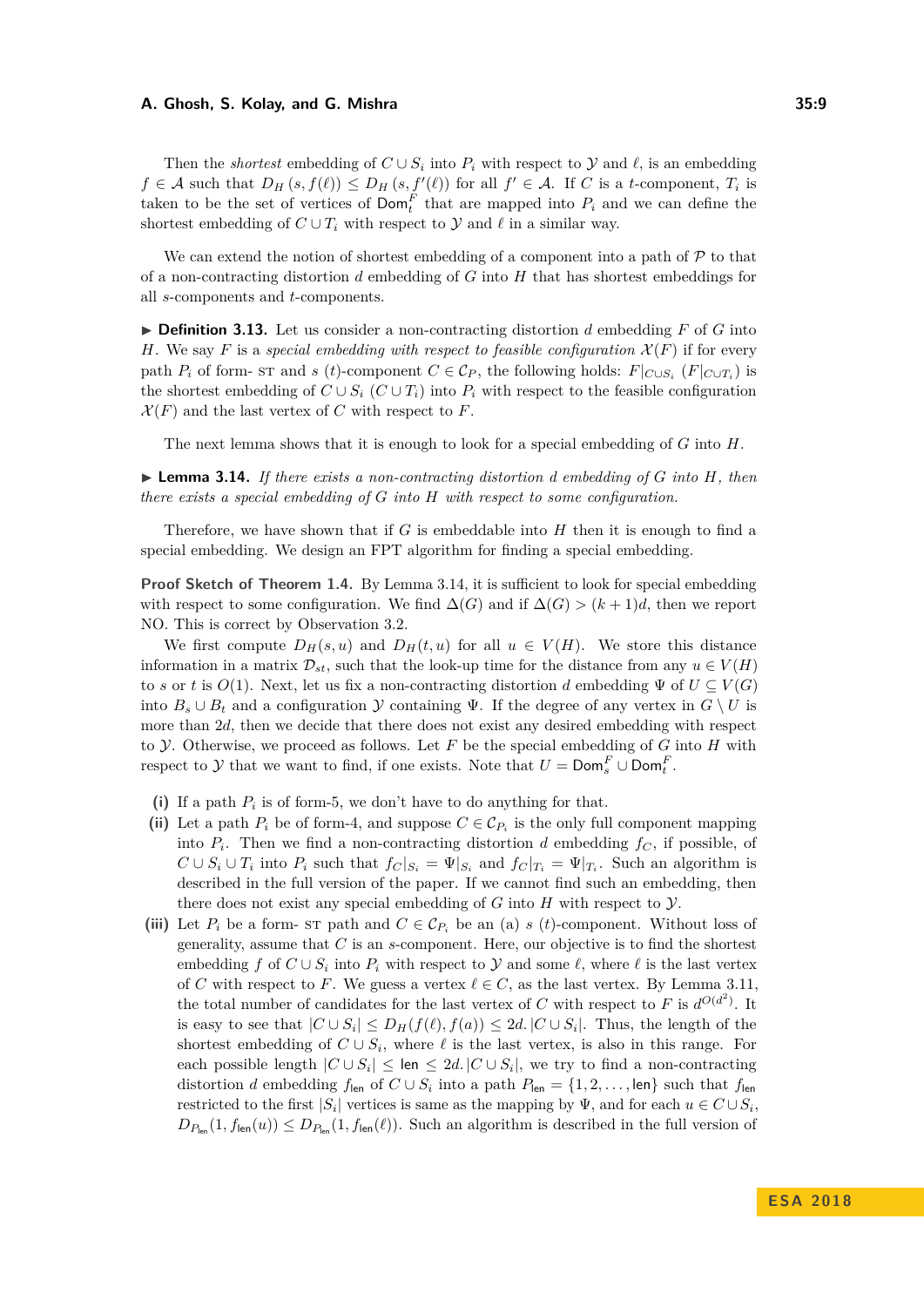Then the *shortest* embedding of $C \cup S_i$ into $P_i$ with respect to $\mathcal{Y}$ and $\ell$, is an embedding $f \in \mathcal{A}$ such that $D_H(s, f(\ell)) \leq D_H(s, f'(\ell))$ for all $f' \in \mathcal{A}$. If $C$ is a $t$-component, $T_i$ is taken to be the set of vertices of $\mathsf{Dom}_t^F$ that are mapped into $P_i$ and we can define the shortest embedding of $C \cup T_i$ with respect to $\mathcal{Y}$ and $\ell$ in a similar way.

We can extend the notion of shortest embedding of a component into a path of $\mathcal{P}$ to that of a non-contracting distortion $d$ embedding of $G$ into $H$ that has shortest embeddings for all $s$-components and $t$-components.

▶ **Definition 3.13.** Let us consider a non-contracting distortion $d$ embedding $F$ of $G$ into $H$. We say $F$ is a *special embedding with respect to feasible configuration* $\mathcal{X}(F)$ if for every path $P_i$ of form- ST and $s$ ($t$)-component $C \in \mathcal{C}_P$, the following holds: $F|_{C \cup S_i}$ ($F|_{C \cup T_i}$) is the shortest embedding of $C \cup S_i$ ($C \cup T_i$) into $P_i$ with respect to the feasible configuration $\mathcal{X}(F)$ and the last vertex of $C$ with respect to $F$.

The next lemma shows that it is enough to look for a special embedding of $G$ into $H$.

▶ **Lemma 3.14.** *If there exists a non-contracting distortion $d$ embedding of $G$ into $H$, then there exists a special embedding of $G$ into $H$ with respect to some configuration.*

Therefore, we have shown that if $G$ is embeddable into $H$ then it is enough to find a special embedding. We design an FPT algorithm for finding a special embedding.

**Proof Sketch of Theorem 1.4.** By Lemma 3.14, it is sufficient to look for special embedding with respect to some configuration. We find $\Delta(G)$ and if $\Delta(G) > (k+1)d$, then we report NO. This is correct by Observation 3.2.

We first compute $D_H(s, u)$ and $D_H(t, u)$ for all $u \in V(H)$. We store this distance information in a matrix $\mathcal{D}_{st}$, such that the look-up time for the distance from any $u \in V(H)$ to $s$ or $t$ is $O(1)$. Next, let us fix a non-contracting distortion $d$ embedding $\Psi$ of $U \subseteq V(G)$ into $B_s \cup B_t$ and a configuration $\mathcal{Y}$ containing $\Psi$. If the degree of any vertex in $G \setminus U$ is more than $2d$, then we decide that there does not exist any desired embedding with respect to $\mathcal{Y}$. Otherwise, we proceed as follows. Let $F$ be the special embedding of $G$ into $H$ with respect to $\mathcal{Y}$ that we want to find, if one exists. Note that $U = \mathsf{Dom}_s^F \cup \mathsf{Dom}_t^F$.

**(i)** If a path $P_i$ is of form-5, we don't have to do anything for that.

**(ii)** Let a path $P_i$ be of form-4, and suppose $C \in \mathcal{C}_{P_i}$ is the only full component mapping into $P_i$. Then we find a non-contracting distortion $d$ embedding $f_C$, if possible, of $C \cup S_i \cup T_i$ into $P_i$ such that $f_C|_{S_i} = \Psi|_{S_i}$ and $f_C|_{T_i} = \Psi|_{T_i}$. Such an algorithm is described in the full version of the paper. If we cannot find such an embedding, then there does not exist any special embedding of $G$ into $H$ with respect to $\mathcal{Y}$.

**(iii)** Let $P_i$ be a form- ST path and $C \in \mathcal{C}_{P_i}$ be an (a) $s$ ($t$)-component. Without loss of generality, assume that $C$ is an $s$-component. Here, our objective is to find the shortest embedding $f$ of $C \cup S_i$ into $P_i$ with respect to $\mathcal{Y}$ and some $\ell$, where $\ell$ is the last vertex of $C$ with respect to $F$. We guess a vertex $\ell \in C$, as the last vertex. By Lemma 3.11, the total number of candidates for the last vertex of $C$ with respect to $F$ is $d^{O(d^2)}$. It is easy to see that $|C \cup S_i| \leq D_H(f(\ell), f(a)) \leq 2d.|C \cup S_i|$. Thus, the length of the shortest embedding of $C \cup S_i$, where $\ell$ is the last vertex, is also in this range. For each possible length $|C \cup S_i| \leq \mathsf{len} \leq 2d.|C \cup S_i|$, we try to find a non-contracting distortion $d$ embedding $f_{\mathsf{len}}$ of $C \cup S_i$ into a path $P_{\mathsf{len}} = \{1, 2, \ldots, \mathsf{len}\}$ such that $f_{\mathsf{len}}$ restricted to the first $|S_i|$ vertices is same as the mapping by $\Psi$, and for each $u \in C \cup S_i$, $D_{P_{\mathsf{len}}}(1, f_{\mathsf{len}}(u)) \leq D_{P_{\mathsf{len}}}(1, f_{\mathsf{len}}(\ell))$. Such an algorithm is described in the full version of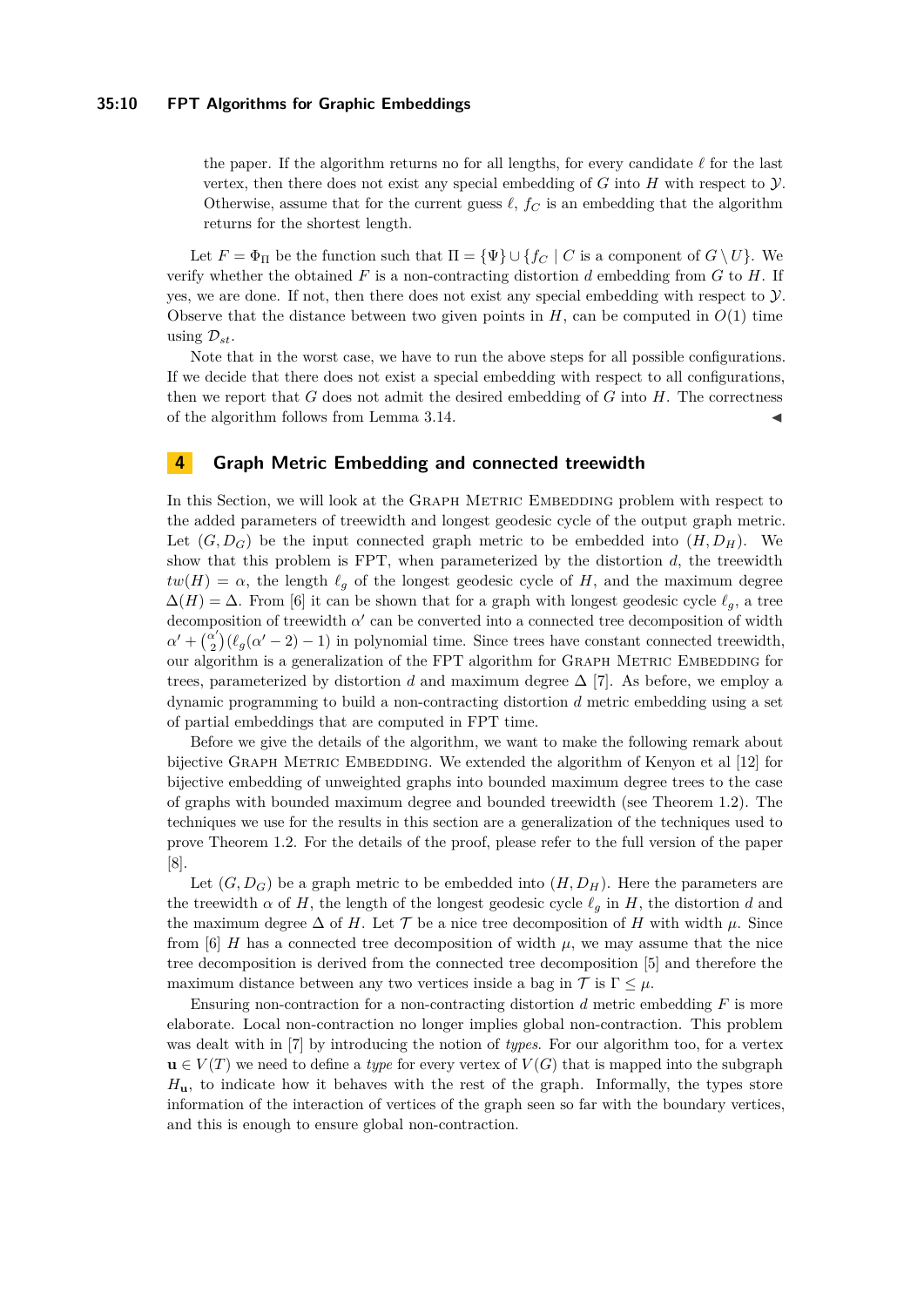the paper. If the algorithm returns no for all lengths, for every candidate $\ell$ for the last vertex, then there does not exist any special embedding of $G$ into $H$ with respect to $\mathcal{Y}$. Otherwise, assume that for the current guess $\ell$, $f_C$ is an embedding that the algorithm returns for the shortest length.

Let $F = \Phi_\Pi$ be the function such that $\Pi = \{\Psi\} \cup \{f_C \mid C \text{ is a component of } G \setminus U\}$. We verify whether the obtained $F$ is a non-contracting distortion $d$ embedding from $G$ to $H$. If yes, we are done. If not, then there does not exist any special embedding with respect to $\mathcal{Y}$. Observe that the distance between two given points in $H$, can be computed in $O(1)$ time using $\mathcal{D}_{st}$.

Note that in the worst case, we have to run the above steps for all possible configurations. If we decide that there does not exist a special embedding with respect to all configurations, then we report that $G$ does not admit the desired embedding of $G$ into $H$. The correctness of the algorithm follows from Lemma 3.14. ◀

## 4 Graph Metric Embedding and connected treewidth

In this Section, we will look at the Graph Metric Embedding problem with respect to the added parameters of treewidth and longest geodesic cycle of the output graph metric. Let $(G, D_G)$ be the input connected graph metric to be embedded into $(H, D_H)$. We show that this problem is FPT, when parameterized by the distortion $d$, the treewidth $tw(H) = \alpha$, the length $\ell_g$ of the longest geodesic cycle of $H$, and the maximum degree $\Delta(H) = \Delta$. From [6] it can be shown that for a graph with longest geodesic cycle $\ell_g$, a tree decomposition of treewidth $\alpha'$ can be converted into a connected tree decomposition of width $\alpha' + \binom{\alpha'}{2}(\ell_g(\alpha' - 2) - 1)$ in polynomial time. Since trees have constant connected treewidth, our algorithm is a generalization of the FPT algorithm for Graph Metric Embedding for trees, parameterized by distortion $d$ and maximum degree $\Delta$ [7]. As before, we employ a dynamic programming to build a non-contracting distortion $d$ metric embedding using a set of partial embeddings that are computed in FPT time.

Before we give the details of the algorithm, we want to make the following remark about bijective Graph Metric Embedding. We extended the algorithm of Kenyon et al [12] for bijective embedding of unweighted graphs into bounded maximum degree trees to the case of graphs with bounded maximum degree and bounded treewidth (see Theorem 1.2). The techniques we use for the results in this section are a generalization of the techniques used to prove Theorem 1.2. For the details of the proof, please refer to the full version of the paper [8].

Let $(G, D_G)$ be a graph metric to be embedded into $(H, D_H)$. Here the parameters are the treewidth $\alpha$ of $H$, the length of the longest geodesic cycle $\ell_g$ in $H$, the distortion $d$ and the maximum degree $\Delta$ of $H$. Let $\mathcal{T}$ be a nice tree decomposition of $H$ with width $\mu$. Since from [6] $H$ has a connected tree decomposition of width $\mu$, we may assume that the nice tree decomposition is derived from the connected tree decomposition [5] and therefore the maximum distance between any two vertices inside a bag in $\mathcal{T}$ is $\Gamma \leq \mu$.

Ensuring non-contraction for a non-contracting distortion $d$ metric embedding $F$ is more elaborate. Local non-contraction no longer implies global non-contraction. This problem was dealt with in [7] by introducing the notion of *types*. For our algorithm too, for a vertex $\mathbf{u} \in V(T)$ we need to define a *type* for every vertex of $V(G)$ that is mapped into the subgraph $H_{\mathbf{u}}$, to indicate how it behaves with the rest of the graph. Informally, the types store information of the interaction of vertices of the graph seen so far with the boundary vertices, and this is enough to ensure global non-contraction.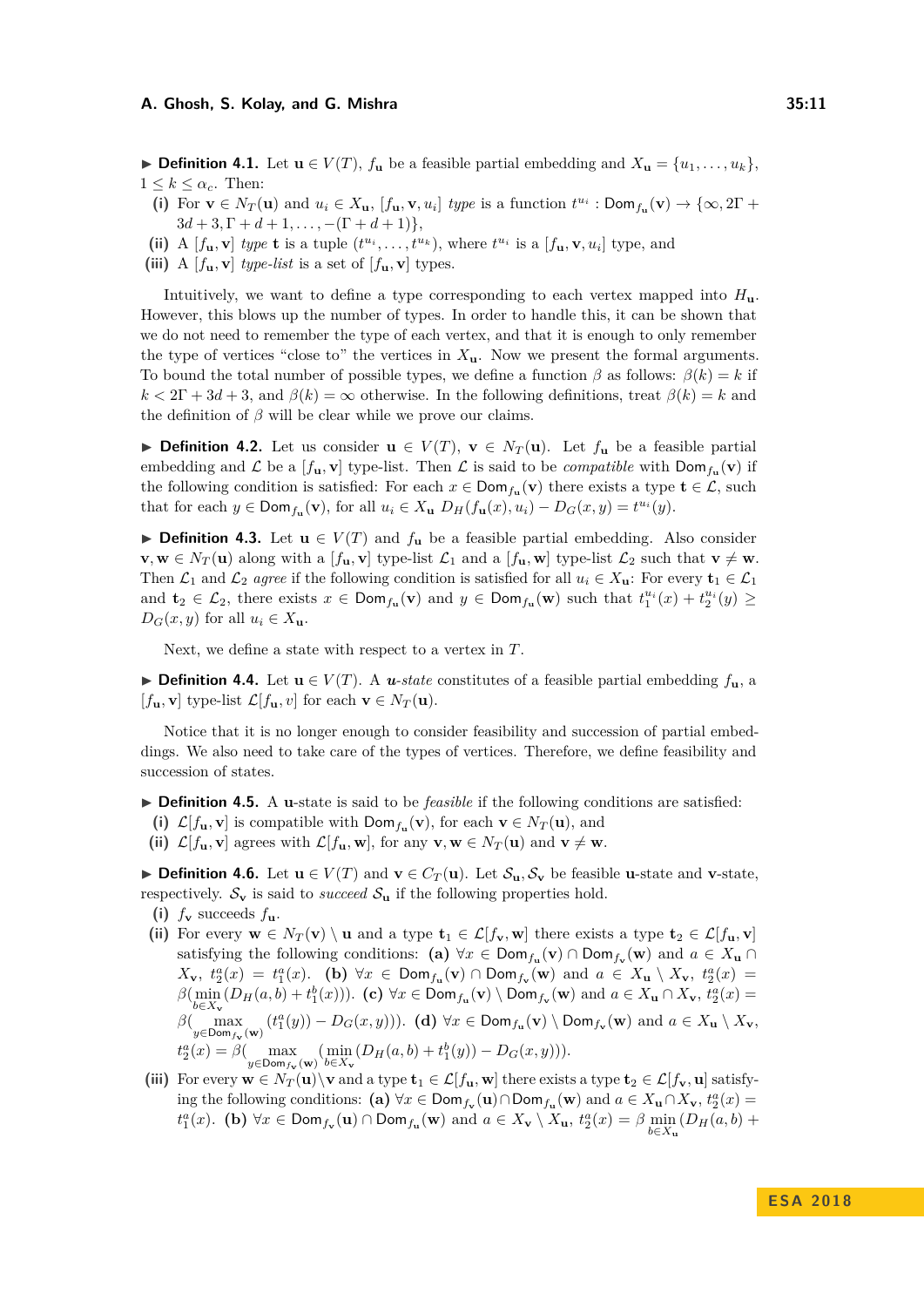▶ **Definition 4.1.** Let $\mathbf{u} \in V(T)$, $f_{\mathbf{u}}$ be a feasible partial embedding and $X_{\mathbf{u}} = \{u_1, \ldots, u_k\}$, $1 \le k \le \alpha_c$. Then:

**(i)** For $\mathbf{v} \in N_T(\mathbf{u})$ and $u_i \in X_{\mathbf{u}}$, $[f_{\mathbf{u}}, \mathbf{v}, u_i]$ *type* is a function $t^{u_i} : \mathsf{Dom}_{f_{\mathbf{u}}}(\mathbf{v}) \to \{\infty, 2\Gamma + 3d + 3, \Gamma + d + 1, \ldots, -(\Gamma + d + 1)\}$,

**(ii)** A $[f_{\mathbf{u}}, \mathbf{v}]$ *type* $\mathbf{t}$ is a tuple $(t^{u_i}, \ldots, t^{u_k})$, where $t^{u_i}$ is a $[f_{\mathbf{u}}, \mathbf{v}, u_i]$ type, and

**(iii)** A $[f_{\mathbf{u}}, \mathbf{v}]$ *type-list* is a set of $[f_{\mathbf{u}}, \mathbf{v}]$ types.

Intuitively, we want to define a type corresponding to each vertex mapped into $H_{\mathbf{u}}$. However, this blows up the number of types. In order to handle this, it can be shown that we do not need to remember the type of each vertex, and that it is enough to only remember the type of vertices "close to" the vertices in $X_{\mathbf{u}}$. Now we present the formal arguments. To bound the total number of possible types, we define a function $\beta$ as follows: $\beta(k) = k$ if $k < 2\Gamma + 3d + 3$, and $\beta(k) = \infty$ otherwise. In the following definitions, treat $\beta(k) = k$ and the definition of $\beta$ will be clear while we prove our claims.

▶ **Definition 4.2.** Let us consider $\mathbf{u} \in V(T)$, $\mathbf{v} \in N_T(\mathbf{u})$. Let $f_{\mathbf{u}}$ be a feasible partial embedding and $\mathcal{L}$ be a $[f_{\mathbf{u}}, \mathbf{v}]$ type-list. Then $\mathcal{L}$ is said to be *compatible* with $\mathsf{Dom}_{f_{\mathbf{u}}}(\mathbf{v})$ if the following condition is satisfied: For each $x \in \mathsf{Dom}_{f_{\mathbf{u}}}(\mathbf{v})$ there exists a type $\mathbf{t} \in \mathcal{L}$, such that for each $y \in \mathsf{Dom}_{f_{\mathbf{u}}}(\mathbf{v})$, for all $u_i \in X_{\mathbf{u}}$ $D_H(f_{\mathbf{u}}(x), u_i) - D_G(x, y) = t^{u_i}(y)$.

▶ **Definition 4.3.** Let $\mathbf{u} \in V(T)$ and $f_{\mathbf{u}}$ be a feasible partial embedding. Also consider $\mathbf{v}, \mathbf{w} \in N_T(\mathbf{u})$ along with a $[f_{\mathbf{u}}, \mathbf{v}]$ type-list $\mathcal{L}_1$ and a $[f_{\mathbf{u}}, \mathbf{w}]$ type-list $\mathcal{L}_2$ such that $\mathbf{v} \neq \mathbf{w}$. Then $\mathcal{L}_1$ and $\mathcal{L}_2$ *agree* if the following condition is satisfied for all $u_i \in X_{\mathbf{u}}$: For every $\mathbf{t}_1 \in \mathcal{L}_1$ and $\mathbf{t}_2 \in \mathcal{L}_2$, there exists $x \in \mathsf{Dom}_{f_{\mathbf{u}}}(\mathbf{v})$ and $y \in \mathsf{Dom}_{f_{\mathbf{u}}}(\mathbf{w})$ such that $t_1^{u_i}(x) + t_2^{u_i}(y) \ge D_G(x, y)$ for all $u_i \in X_{\mathbf{u}}$.

Next, we define a state with respect to a vertex in $T$.

▶ **Definition 4.4.** Let $\mathbf{u} \in V(T)$. A ***u**-state* constitutes of a feasible partial embedding $f_{\mathbf{u}}$, a $[f_{\mathbf{u}}, \mathbf{v}]$ type-list $\mathcal{L}[f_{\mathbf{u}}, v]$ for each $\mathbf{v} \in N_T(\mathbf{u})$.

Notice that it is no longer enough to consider feasibility and succession of partial embeddings. We also need to take care of the types of vertices. Therefore, we define feasibility and succession of states.

▶ **Definition 4.5.** A $\mathbf{u}$-state is said to be *feasible* if the following conditions are satisfied:

**(i)** $\mathcal{L}[f_{\mathbf{u}}, \mathbf{v}]$ is compatible with $\mathsf{Dom}_{f_{\mathbf{u}}}(\mathbf{v})$, for each $\mathbf{v} \in N_T(\mathbf{u})$, and

**(ii)** $\mathcal{L}[f_{\mathbf{u}}, \mathbf{v}]$ agrees with $\mathcal{L}[f_{\mathbf{u}}, \mathbf{w}]$, for any $\mathbf{v}, \mathbf{w} \in N_T(\mathbf{u})$ and $\mathbf{v} \neq \mathbf{w}$.

▶ **Definition 4.6.** Let $\mathbf{u} \in V(T)$ and $\mathbf{v} \in C_T(\mathbf{u})$. Let $\mathcal{S}_{\mathbf{u}}, \mathcal{S}_{\mathbf{v}}$ be feasible $\mathbf{u}$-state and $\mathbf{v}$-state, respectively. $\mathcal{S}_{\mathbf{v}}$ is said to *succeed* $\mathcal{S}_{\mathbf{u}}$ if the following properties hold.

**(i)** $f_{\mathbf{v}}$ succeeds $f_{\mathbf{u}}$.

**(ii)** For every $\mathbf{w} \in N_T(\mathbf{v}) \setminus \mathbf{u}$ and a type $\mathbf{t}_1 \in \mathcal{L}[f_{\mathbf{v}}, \mathbf{w}]$ there exists a type $\mathbf{t}_2 \in \mathcal{L}[f_{\mathbf{u}}, \mathbf{v}]$ satisfying the following conditions: **(a)** $\forall x \in \mathsf{Dom}_{f_{\mathbf{u}}}(\mathbf{v}) \cap \mathsf{Dom}_{f_{\mathbf{v}}}(\mathbf{w})$ and $a \in X_{\mathbf{u}} \cap X_{\mathbf{v}}$, $t_2^a(x) = t_1^a(x)$. **(b)** $\forall x \in \mathsf{Dom}_{f_{\mathbf{u}}}(\mathbf{v}) \cap \mathsf{Dom}_{f_{\mathbf{v}}}(\mathbf{w})$ and $a \in X_{\mathbf{u}} \setminus X_{\mathbf{v}}$, $t_2^a(x) = \beta(\min_{b \in X_{\mathbf{v}}}(D_H(a, b) + t_1^b(x)))$. **(c)** $\forall x \in \mathsf{Dom}_{f_{\mathbf{u}}}(\mathbf{v}) \setminus \mathsf{Dom}_{f_{\mathbf{v}}}(\mathbf{w})$ and $a \in X_{\mathbf{u}} \cap X_{\mathbf{v}}$, $t_2^a(x) = \beta(\max_{y \in \mathsf{Dom}_{f_{\mathbf{v}}}(\mathbf{w})}(t_1^a(y)) - D_G(x, y)))$. **(d)** $\forall x \in \mathsf{Dom}_{f_{\mathbf{u}}}(\mathbf{v}) \setminus \mathsf{Dom}_{f_{\mathbf{v}}}(\mathbf{w})$ and $a \in X_{\mathbf{u}} \setminus X_{\mathbf{v}}$, $t_2^a(x) = \beta(\max_{y \in \mathsf{Dom}_{f_{\mathbf{v}}}(\mathbf{w})}(\min_{b \in X_{\mathbf{v}}}(D_H(a, b) + t_1^b(y)) - D_G(x, y)))$.

**(iii)** For every $\mathbf{w} \in N_T(\mathbf{u}) \setminus \mathbf{v}$ and a type $\mathbf{t}_1 \in \mathcal{L}[f_{\mathbf{u}}, \mathbf{w}]$ there exists a type $\mathbf{t}_2 \in \mathcal{L}[f_{\mathbf{v}}, \mathbf{u}]$ satisfying the following conditions: **(a)** $\forall x \in \mathsf{Dom}_{f_{\mathbf{v}}}(\mathbf{u}) \cap \mathsf{Dom}_{f_{\mathbf{u}}}(\mathbf{w})$ and $a \in X_{\mathbf{u}} \cap X_{\mathbf{v}}$, $t_2^a(x) = t_1^a(x)$. **(b)** $\forall x \in \mathsf{Dom}_{f_{\mathbf{v}}}(\mathbf{u}) \cap \mathsf{Dom}_{f_{\mathbf{u}}}(\mathbf{w})$ and $a \in X_{\mathbf{v}} \setminus X_{\mathbf{u}}$, $t_2^a(x) = \beta \min_{b \in X_{\mathbf{u}}}(D_H(a, b) +$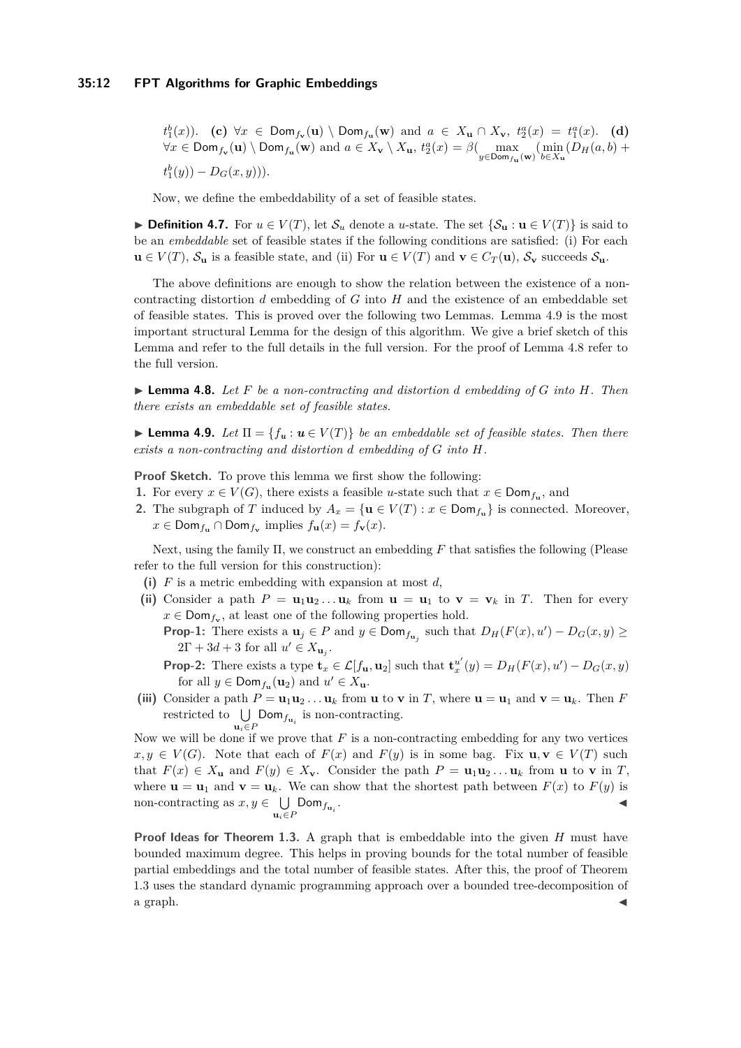$t_1^b(x)$). **(c)** $\forall x \in \mathsf{Dom}_{f_\mathbf{v}}(\mathbf{u}) \setminus \mathsf{Dom}_{f_\mathbf{u}}(\mathbf{w})$ and $a \in X_\mathbf{u} \cap X_\mathbf{v}$, $t_2^a(x) = t_1^a(x)$. **(d)** $\forall x \in \mathsf{Dom}_{f_\mathbf{v}}(\mathbf{u}) \setminus \mathsf{Dom}_{f_\mathbf{u}}(\mathbf{w})$ and $a \in X_\mathbf{v} \setminus X_\mathbf{u}$, $t_2^a(x) = \beta(\max_{y \in \mathsf{Dom}_{f_\mathbf{u}}(\mathbf{w})}(\min_{b \in X_\mathbf{u}}(D_H(a,b) + t_1^b(y)) - D_G(x,y)))$.

Now, we define the embeddability of a set of feasible states.

▶ **Definition 4.7.** For $u \in V(T)$, let $\mathcal{S}_u$ denote a $u$-state. The set $\{\mathcal{S}_\mathbf{u} : \mathbf{u} \in V(T)\}$ is said to be an *embeddable* set of feasible states if the following conditions are satisfied: (i) For each $\mathbf{u} \in V(T)$, $\mathcal{S}_\mathbf{u}$ is a feasible state, and (ii) For $\mathbf{u} \in V(T)$ and $\mathbf{v} \in C_T(\mathbf{u})$, $\mathcal{S}_\mathbf{v}$ succeeds $\mathcal{S}_\mathbf{u}$.

The above definitions are enough to show the relation between the existence of a non-contracting distortion $d$ embedding of $G$ into $H$ and the existence of an embeddable set of feasible states. This is proved over the following two Lemmas. Lemma 4.9 is the most important structural Lemma for the design of this algorithm. We give a brief sketch of this Lemma and refer to the full details in the full version. For the proof of Lemma 4.8 refer to the full version.

▶ **Lemma 4.8.** *Let $F$ be a non-contracting and distortion $d$ embedding of $G$ into $H$. Then there exists an embeddable set of feasible states.*

▶ **Lemma 4.9.** *Let $\Pi = \{f_\mathbf{u} : \mathbf{u} \in V(T)\}$ be an embeddable set of feasible states. Then there exists a non-contracting and distortion $d$ embedding of $G$ into $H$.*

**Proof Sketch.** To prove this lemma we first show the following:

1. For every $x \in V(G)$, there exists a feasible $u$-state such that $x \in \mathsf{Dom}_{f_\mathbf{u}}$, and
2. The subgraph of $T$ induced by $A_x = \{\mathbf{u} \in V(T) : x \in \mathsf{Dom}_{f_\mathbf{u}}\}$ is connected. Moreover, $x \in \mathsf{Dom}_{f_\mathbf{u}} \cap \mathsf{Dom}_{f_\mathbf{v}}$ implies $f_\mathbf{u}(x) = f_\mathbf{v}(x)$.

Next, using the family $\Pi$, we construct an embedding $F$ that satisfies the following (Please refer to the full version for this construction):

**(i)** $F$ is a metric embedding with expansion at most $d$,

**(ii)** Consider a path $P = \mathbf{u}_1\mathbf{u}_2 \ldots \mathbf{u}_k$ from $\mathbf{u} = \mathbf{u}_1$ to $\mathbf{v} = \mathbf{v}_k$ in $T$. Then for every $x \in \mathsf{Dom}_{f_\mathbf{v}}$, at least one of the following properties hold.

**Prop-1:** There exists a $\mathbf{u}_j \in P$ and $y \in \mathsf{Dom}_{f_{\mathbf{u}_j}}$ such that $D_H(F(x), u') - D_G(x,y) \geq 2\Gamma + 3d + 3$ for all $u' \in X_{\mathbf{u}_j}$.

**Prop-2:** There exists a type $\mathbf{t}_x \in \mathcal{L}[f_\mathbf{u}, \mathbf{u}_2]$ such that $\mathbf{t}_x^{u'}(y) = D_H(F(x), u') - D_G(x,y)$ for all $y \in \mathsf{Dom}_{f_\mathbf{u}}(\mathbf{u}_2)$ and $u' \in X_\mathbf{u}$.

**(iii)** Consider a path $P = \mathbf{u}_1\mathbf{u}_2 \ldots \mathbf{u}_k$ from $\mathbf{u}$ to $\mathbf{v}$ in $T$, where $\mathbf{u} = \mathbf{u}_1$ and $\mathbf{v} = \mathbf{u}_k$. Then $F$ restricted to $\bigcup_{\mathbf{u}_i \in P} \mathsf{Dom}_{f_{\mathbf{u}_i}}$ is non-contracting.

Now we will be done if we prove that $F$ is a non-contracting embedding for any two vertices $x, y \in V(G)$. Note that each of $F(x)$ and $F(y)$ is in some bag. Fix $\mathbf{u}, \mathbf{v} \in V(T)$ such that $F(x) \in X_\mathbf{u}$ and $F(y) \in X_\mathbf{v}$. Consider the path $P = \mathbf{u}_1\mathbf{u}_2 \ldots \mathbf{u}_k$ from $\mathbf{u}$ to $\mathbf{v}$ in $T$, where $\mathbf{u} = \mathbf{u}_1$ and $\mathbf{v} = \mathbf{u}_k$. We can show that the shortest path between $F(x)$ to $F(y)$ is non-contracting as $x, y \in \bigcup_{\mathbf{u}_i \in P} \mathsf{Dom}_{f_{\mathbf{u}_i}}$. ◀

**Proof Ideas for Theorem 1.3.** A graph that is embeddable into the given $H$ must have bounded maximum degree. This helps in proving bounds for the total number of feasible partial embeddings and the total number of feasible states. After this, the proof of Theorem 1.3 uses the standard dynamic programming approach over a bounded tree-decomposition of a graph. ◀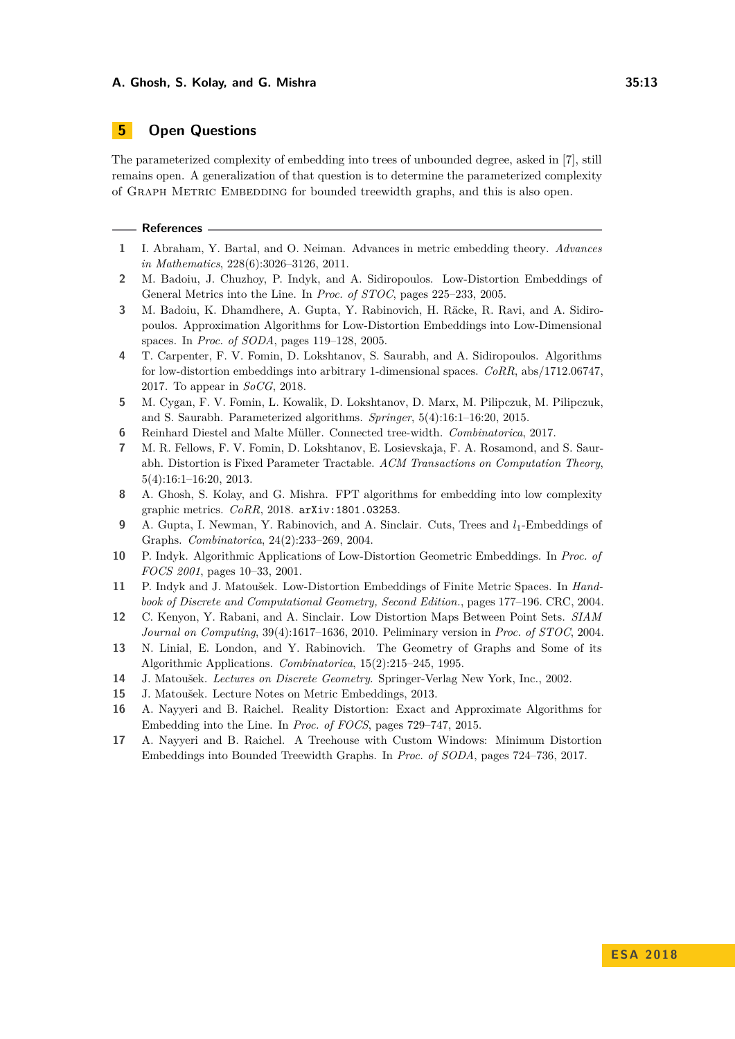## 5 Open Questions

The parameterized complexity of embedding into trees of unbounded degree, asked in [7], still remains open. A generalization of that question is to determine the parameterized complexity of Graph Metric Embedding for bounded treewidth graphs, and this is also open.

### References

1. I. Abraham, Y. Bartal, and O. Neiman. Advances in metric embedding theory. *Advances in Mathematics*, 228(6):3026–3126, 2011.
2. M. Badoiu, J. Chuzhoy, P. Indyk, and A. Sidiropoulos. Low-Distortion Embeddings of General Metrics into the Line. In *Proc. of STOC*, pages 225–233, 2005.
3. M. Badoiu, K. Dhamdhere, A. Gupta, Y. Rabinovich, H. Räcke, R. Ravi, and A. Sidiropoulos. Approximation Algorithms for Low-Distortion Embeddings into Low-Dimensional spaces. In *Proc. of SODA*, pages 119–128, 2005.
4. T. Carpenter, F. V. Fomin, D. Lokshtanov, S. Saurabh, and A. Sidiropoulos. Algorithms for low-distortion embeddings into arbitrary 1-dimensional spaces. *CoRR*, abs/1712.06747, 2017. To appear in *SoCG*, 2018.
5. M. Cygan, F. V. Fomin, L. Kowalik, D. Lokshtanov, D. Marx, M. Pilipczuk, M. Pilipczuk, and S. Saurabh. Parameterized algorithms. *Springer*, 5(4):16:1–16:20, 2015.
6. Reinhard Diestel and Malte Müller. Connected tree-width. *Combinatorica*, 2017.
7. M. R. Fellows, F. V. Fomin, D. Lokshtanov, E. Losievskaja, F. A. Rosamond, and S. Saurabh. Distortion is Fixed Parameter Tractable. *ACM Transactions on Computation Theory*, 5(4):16:1–16:20, 2013.
8. A. Ghosh, S. Kolay, and G. Mishra. FPT algorithms for embedding into low complexity graphic metrics. *CoRR*, 2018. arXiv:1801.03253.
9. A. Gupta, I. Newman, Y. Rabinovich, and A. Sinclair. Cuts, Trees and $l_1$-Embeddings of Graphs. *Combinatorica*, 24(2):233–269, 2004.
10. P. Indyk. Algorithmic Applications of Low-Distortion Geometric Embeddings. In *Proc. of FOCS 2001*, pages 10–33, 2001.
11. P. Indyk and J. Matoušek. Low-Distortion Embeddings of Finite Metric Spaces. In *Handbook of Discrete and Computational Geometry, Second Edition.*, pages 177–196. CRC, 2004.
12. C. Kenyon, Y. Rabani, and A. Sinclair. Low Distortion Maps Between Point Sets. *SIAM Journal on Computing*, 39(4):1617–1636, 2010. Peliminary version in *Proc. of STOC*, 2004.
13. N. Linial, E. London, and Y. Rabinovich. The Geometry of Graphs and Some of its Algorithmic Applications. *Combinatorica*, 15(2):215–245, 1995.
14. J. Matoušek. *Lectures on Discrete Geometry*. Springer-Verlag New York, Inc., 2002.
15. J. Matoušek. Lecture Notes on Metric Embeddings, 2013.
16. A. Nayyeri and B. Raichel. Reality Distortion: Exact and Approximate Algorithms for Embedding into the Line. In *Proc. of FOCS*, pages 729–747, 2015.
17. A. Nayyeri and B. Raichel. A Treehouse with Custom Windows: Minimum Distortion Embeddings into Bounded Treewidth Graphs. In *Proc. of SODA*, pages 724–736, 2017.